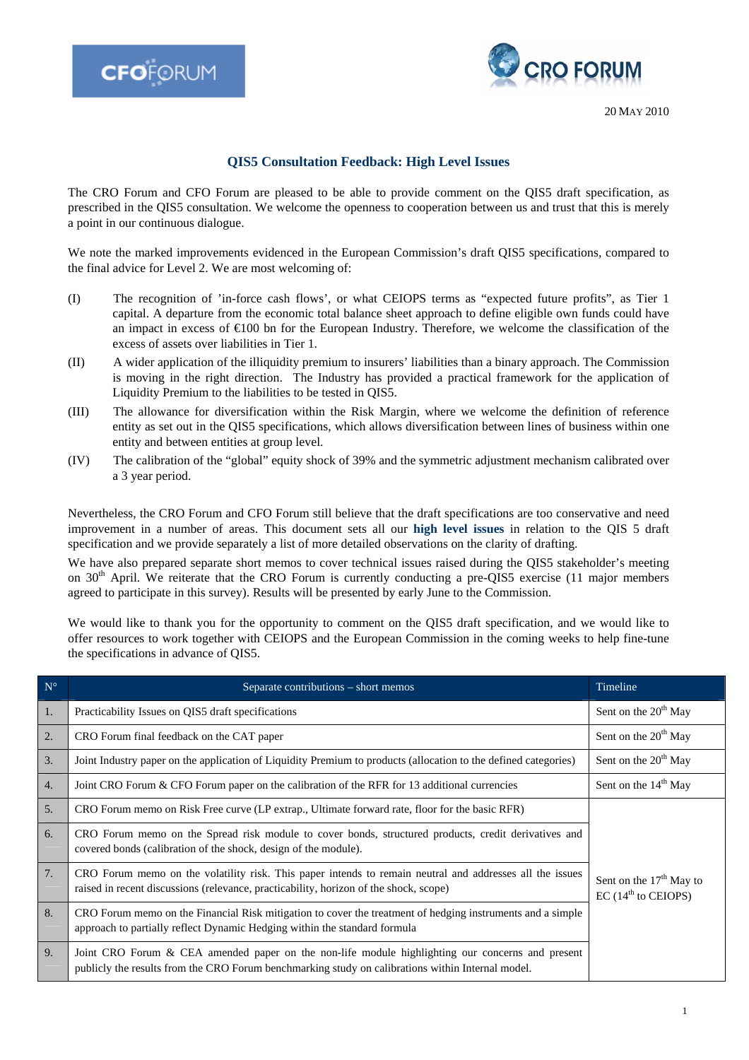CFO FORUM

CRO FORUM

20 MAY 2010

# QIS5 Consultation Feedback: High Level Issues

The CRO Forum and CFO Forum are pleased to be able to provide comment on the QIS5 draft specification, as prescribed in the QIS5 consultation. We welcome the openness to cooperation between us and trust that this is merely a point in our continuous dialogue.

We note the marked improvements evidenced in the European Commission's draft QIS5 specifications, compared to the final advice for Level 2. We are most welcoming of:

(I) The recognition of 'in-force cash flows', or what CEIOPS terms as "expected future profits", as Tier 1 capital. A departure from the economic total balance sheet approach to define eligible own funds could have an impact in excess of €100 bn for the European Industry. Therefore, we welcome the classification of the excess of assets over liabilities in Tier 1.

(II) A wider application of the illiquidity premium to insurers' liabilities than a binary approach. The Commission is moving in the right direction. The Industry has provided a practical framework for the application of Liquidity Premium to the liabilities to be tested in QIS5.

(III) The allowance for diversification within the Risk Margin, where we welcome the definition of reference entity as set out in the QIS5 specifications, which allows diversification between lines of business within one entity and between entities at group level.

(IV) The calibration of the "global" equity shock of 39% and the symmetric adjustment mechanism calibrated over a 3 year period.

Nevertheless, the CRO Forum and CFO Forum still believe that the draft specifications are too conservative and need improvement in a number of areas. This document sets all our **high level issues** in relation to the QIS 5 draft specification and we provide separately a list of more detailed observations on the clarity of drafting.

We have also prepared separate short memos to cover technical issues raised during the QIS5 stakeholder's meeting on 30th April. We reiterate that the CRO Forum is currently conducting a pre-QIS5 exercise (11 major members agreed to participate in this survey). Results will be presented by early June to the Commission.

We would like to thank you for the opportunity to comment on the QIS5 draft specification, and we would like to offer resources to work together with CEIOPS and the European Commission in the coming weeks to help fine-tune the specifications in advance of QIS5.

| N° | Separate contributions – short memos | Timeline |
|---|---|---|
| 1. | Practicability Issues on QIS5 draft specifications | Sent on the 20th May |
| 2. | CRO Forum final feedback on the CAT paper | Sent on the 20th May |
| 3. | Joint Industry paper on the application of Liquidity Premium to products (allocation to the defined categories) | Sent on the 20th May |
| 4. | Joint CRO Forum & CFO Forum paper on the calibration of the RFR for 13 additional currencies | Sent on the 14th May |
| 5. | CRO Forum memo on Risk Free curve (LP extrap., Ultimate forward rate, floor for the basic RFR) | Sent on the 17th May to EC (14th to CEIOPS) |
| 6. | CRO Forum memo on the Spread risk module to cover bonds, structured products, credit derivatives and covered bonds (calibration of the shock, design of the module). | |
| 7. | CRO Forum memo on the volatility risk. This paper intends to remain neutral and addresses all the issues raised in recent discussions (relevance, practicability, horizon of the shock, scope) | |
| 8. | CRO Forum memo on the Financial Risk mitigation to cover the treatment of hedging instruments and a simple approach to partially reflect Dynamic Hedging within the standard formula | |
| 9. | Joint CRO Forum & CEA amended paper on the non-life module highlighting our concerns and present publicly the results from the CRO Forum benchmarking study on calibrations within Internal model. | |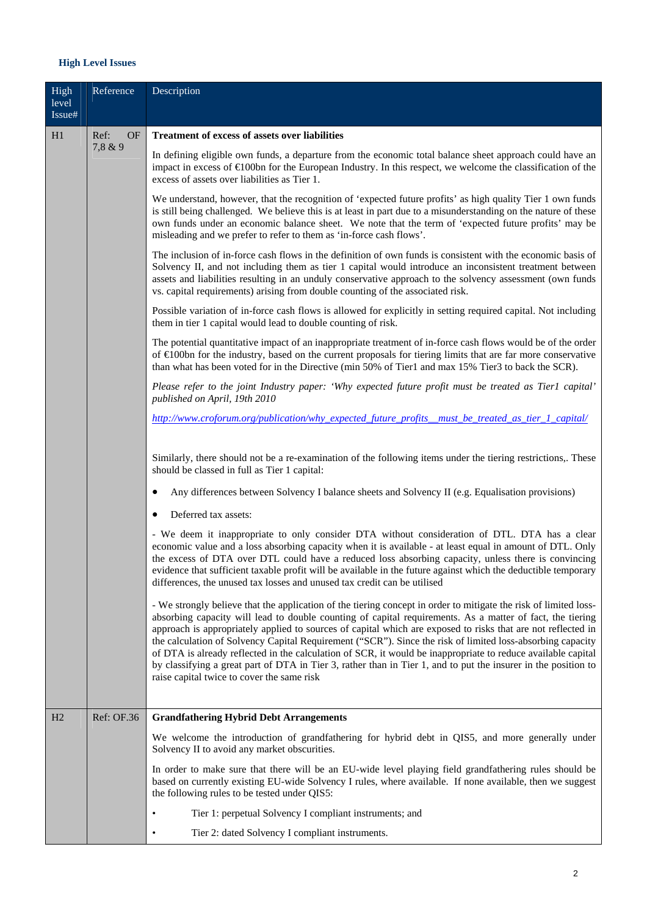### High Level Issues

| High level Issue# | Reference | Description |
|---|---|---|
| H1 | Ref: OF 7,8 & 9 | **Treatment of excess of assets over liabilities**<br><br>In defining eligible own funds, a departure from the economic total balance sheet approach could have an impact in excess of €100bn for the European Industry. In this respect, we welcome the classification of the excess of assets over liabilities as Tier 1.<br><br>We understand, however, that the recognition of 'expected future profits' as high quality Tier 1 own funds is still being challenged. We believe this is at least in part due to a misunderstanding on the nature of these own funds under an economic balance sheet. We note that the term of 'expected future profits' may be misleading and we prefer to refer to them as 'in-force cash flows'.<br><br>The inclusion of in-force cash flows in the definition of own funds is consistent with the economic basis of Solvency II, and not including them as tier 1 capital would introduce an inconsistent treatment between assets and liabilities resulting in an unduly conservative approach to the solvency assessment (own funds vs. capital requirements) arising from double counting of the associated risk.<br><br>Possible variation of in-force cash flows is allowed for explicitly in setting required capital. Not including them in tier 1 capital would lead to double counting of risk.<br><br>The potential quantitative impact of an inappropriate treatment of in-force cash flows would be of the order of €100bn for the industry, based on the current proposals for tiering limits that are far more conservative than what has been voted for in the Directive (min 50% of Tier1 and max 15% Tier3 to back the SCR).<br><br>*Please refer to the joint Industry paper: 'Why expected future profit must be treated as Tier1 capital' published on April, 19th 2010*<br><br>http://www.croforum.org/publication/why_expected_future_profits__must_be_treated_as_tier_1_capital/<br><br>Similarly, there should not be a re-examination of the following items under the tiering restrictions,. These should be classed in full as Tier 1 capital:<br><br>• Any differences between Solvency I balance sheets and Solvency II (e.g. Equalisation provisions)<br><br>• Deferred tax assets:<br><br>- We deem it inappropriate to only consider DTA without consideration of DTL. DTA has a clear economic value and a loss absorbing capacity when it is available - at least equal in amount of DTL. Only the excess of DTA over DTL could have a reduced loss absorbing capacity, unless there is convincing evidence that sufficient taxable profit will be available in the future against which the deductible temporary differences, the unused tax losses and unused tax credit can be utilised<br><br>- We strongly believe that the application of the tiering concept in order to mitigate the risk of limited loss-absorbing capacity will lead to double counting of capital requirements. As a matter of fact, the tiering approach is appropriately applied to sources of capital which are exposed to risks that are not reflected in the calculation of Solvency Capital Requirement ("SCR"). Since the risk of limited loss-absorbing capacity of DTA is already reflected in the calculation of SCR, it would be inappropriate to reduce available capital by classifying a great part of DTA in Tier 3, rather than in Tier 1, and to put the insurer in the position to raise capital twice to cover the same risk |
| H2 | Ref: OF.36 | **Grandfathering Hybrid Debt Arrangements**<br><br>We welcome the introduction of grandfathering for hybrid debt in QIS5, and more generally under Solvency II to avoid any market obscurities.<br><br>In order to make sure that there will be an EU-wide level playing field grandfathering rules should be based on currently existing EU-wide Solvency I rules, where available. If none available, then we suggest the following rules to be tested under QIS5:<br><br>• Tier 1: perpetual Solvency I compliant instruments; and<br><br>• Tier 2: dated Solvency I compliant instruments. |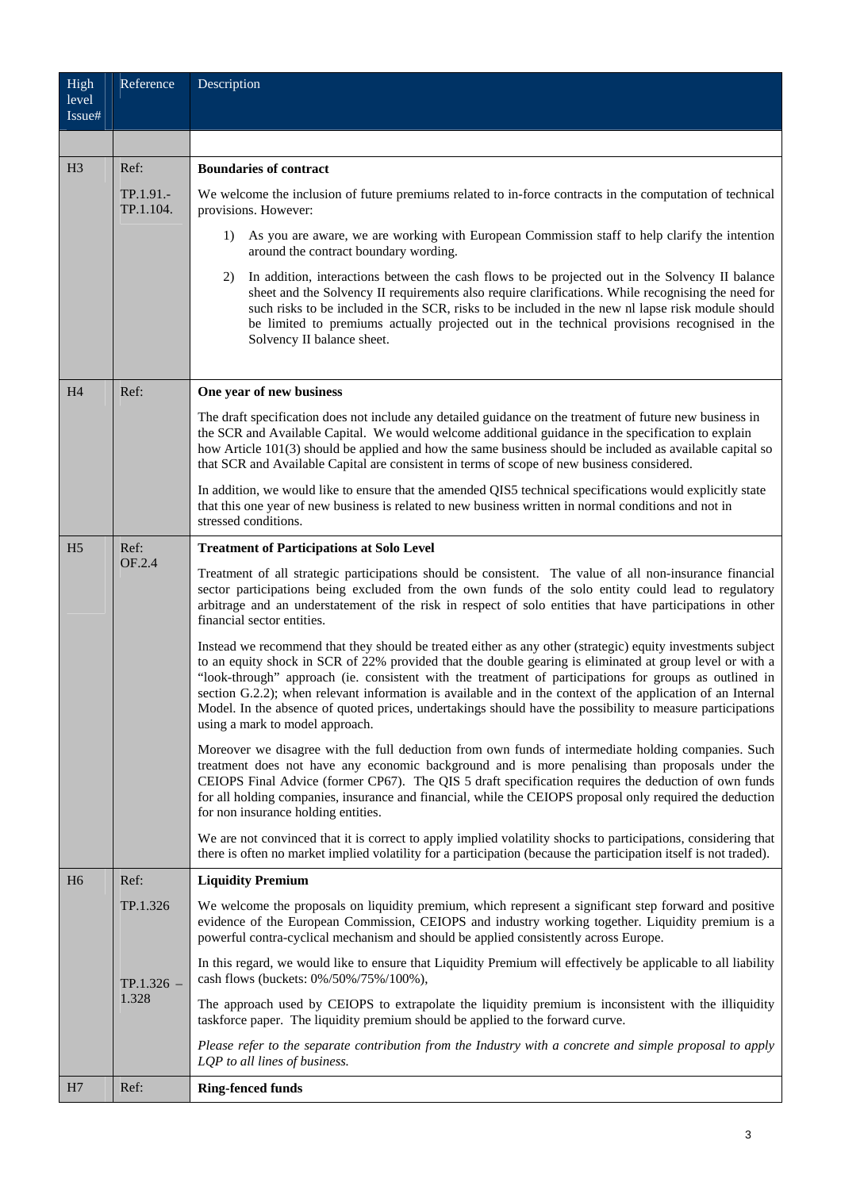| High level Issue# | Reference | Description |
|---|---|---|
| | | |
| H3 | Ref: TP.1.91.- TP.1.104. | **Boundaries of contract**<br><br>We welcome the inclusion of future premiums related to in-force contracts in the computation of technical provisions. However:<br><br>1) As you are aware, we are working with European Commission staff to help clarify the intention around the contract boundary wording.<br><br>2) In addition, interactions between the cash flows to be projected out in the Solvency II balance sheet and the Solvency II requirements also require clarifications. While recognising the need for such risks to be included in the SCR, risks to be included in the new nl lapse risk module should be limited to premiums actually projected out in the technical provisions recognised in the Solvency II balance sheet. |
| H4 | Ref: | **One year of new business**<br><br>The draft specification does not include any detailed guidance on the treatment of future new business in the SCR and Available Capital. We would welcome additional guidance in the specification to explain how Article 101(3) should be applied and how the same business should be included as available capital so that SCR and Available Capital are consistent in terms of scope of new business considered.<br><br>In addition, we would like to ensure that the amended QIS5 technical specifications would explicitly state that this one year of new business is related to new business written in normal conditions and not in stressed conditions. |
| H5 | Ref: OF.2.4 | **Treatment of Participations at Solo Level**<br><br>Treatment of all strategic participations should be consistent. The value of all non-insurance financial sector participations being excluded from the own funds of the solo entity could lead to regulatory arbitrage and an understatement of the risk in respect of solo entities that have participations in other financial sector entities.<br><br>Instead we recommend that they should be treated either as any other (strategic) equity investments subject to an equity shock in SCR of 22% provided that the double gearing is eliminated at group level or with a "look-through" approach (ie. consistent with the treatment of participations for groups as outlined in section G.2.2); when relevant information is available and in the context of the application of an Internal Model. In the absence of quoted prices, undertakings should have the possibility to measure participations using a mark to model approach.<br><br>Moreover we disagree with the full deduction from own funds of intermediate holding companies. Such treatment does not have any economic background and is more penalising than proposals under the CEIOPS Final Advice (former CP67). The QIS 5 draft specification requires the deduction of own funds for all holding companies, insurance and financial, while the CEIOPS proposal only required the deduction for non insurance holding entities.<br><br>We are not convinced that it is correct to apply implied volatility shocks to participations, considering that there is often no market implied volatility for a participation (because the participation itself is not traded). |
| H6 | Ref: TP.1.326<br><br>TP.1.326 – 1.328 | **Liquidity Premium**<br><br>We welcome the proposals on liquidity premium, which represent a significant step forward and positive evidence of the European Commission, CEIOPS and industry working together. Liquidity premium is a powerful contra-cyclical mechanism and should be applied consistently across Europe.<br><br>In this regard, we would like to ensure that Liquidity Premium will effectively be applicable to all liability cash flows (buckets: 0%/50%/75%/100%),<br><br>The approach used by CEIOPS to extrapolate the liquidity premium is inconsistent with the illiquidity taskforce paper. The liquidity premium should be applied to the forward curve.<br><br>*Please refer to the separate contribution from the Industry with a concrete and simple proposal to apply LQP to all lines of business.* |
| H7 | Ref: | **Ring-fenced funds** |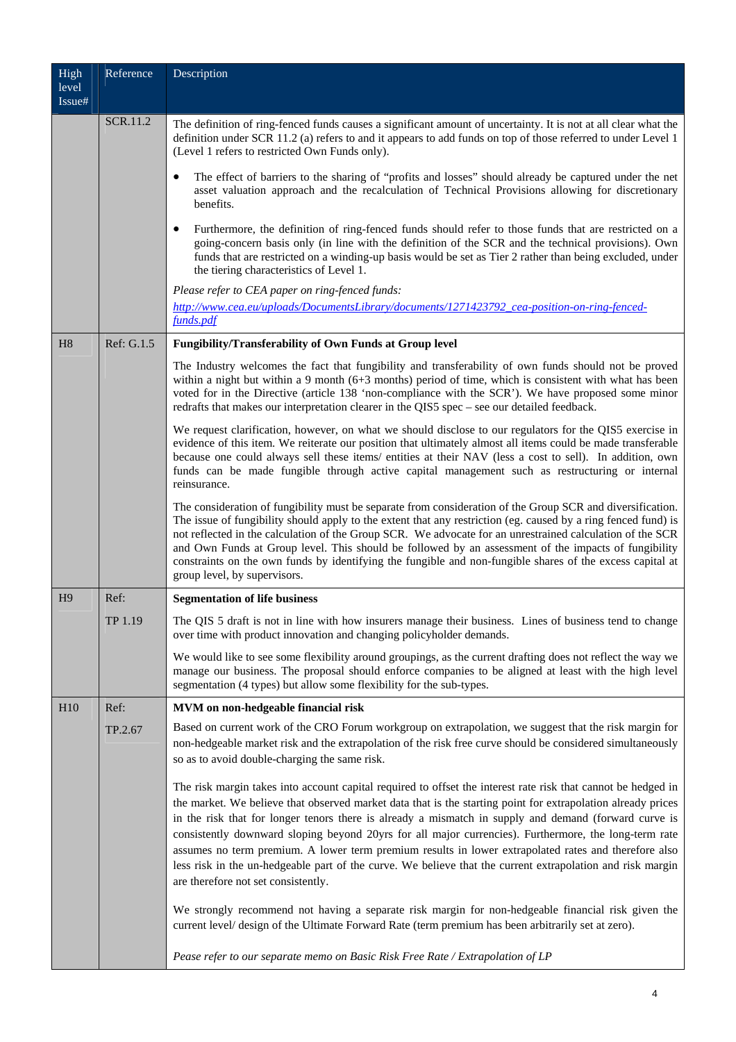| High level Issue# | Reference | Description |
|---|---|---|
| | SCR.11.2 | The definition of ring-fenced funds causes a significant amount of uncertainty. It is not at all clear what the definition under SCR 11.2 (a) refers to and it appears to add funds on top of those referred to under Level 1 (Level 1 refers to restricted Own Funds only).<br><br>• The effect of barriers to the sharing of "profits and losses" should already be captured under the net asset valuation approach and the recalculation of Technical Provisions allowing for discretionary benefits.<br><br>• Furthermore, the definition of ring-fenced funds should refer to those funds that are restricted on a going-concern basis only (in line with the definition of the SCR and the technical provisions). Own funds that are restricted on a winding-up basis would be set as Tier 2 rather than being excluded, under the tiering characteristics of Level 1.<br><br>*Please refer to CEA paper on ring-fenced funds:*<br>*http://www.cea.eu/uploads/DocumentsLibrary/documents/1271423792_cea-position-on-ring-fenced-funds.pdf* |
| H8 | Ref: G.1.5 | **Fungibility/Transferability of Own Funds at Group level**<br><br>The Industry welcomes the fact that fungibility and transferability of own funds should not be proved within a night but within a 9 month (6+3 months) period of time, which is consistent with what has been voted for in the Directive (article 138 'non-compliance with the SCR'). We have proposed some minor redrafts that makes our interpretation clearer in the QIS5 spec – see our detailed feedback.<br><br>We request clarification, however, on what we should disclose to our regulators for the QIS5 exercise in evidence of this item. We reiterate our position that ultimately almost all items could be made transferable because one could always sell these items/ entities at their NAV (less a cost to sell). In addition, own funds can be made fungible through active capital management such as restructuring or internal reinsurance.<br><br>The consideration of fungibility must be separate from consideration of the Group SCR and diversification. The issue of fungibility should apply to the extent that any restriction (eg. caused by a ring fenced fund) is not reflected in the calculation of the Group SCR. We advocate for an unrestrained calculation of the SCR and Own Funds at Group level. This should be followed by an assessment of the impacts of fungibility constraints on the own funds by identifying the fungible and non-fungible shares of the excess capital at group level, by supervisors. |
| H9 | Ref:<br><br>TP 1.19 | **Segmentation of life business**<br><br>The QIS 5 draft is not in line with how insurers manage their business. Lines of business tend to change over time with product innovation and changing policyholder demands.<br><br>We would like to see some flexibility around groupings, as the current drafting does not reflect the way we manage our business. The proposal should enforce companies to be aligned at least with the high level segmentation (4 types) but allow some flexibility for the sub-types. |
| H10 | Ref:<br><br>TP.2.67 | **MVM on non-hedgeable financial risk**<br><br>Based on current work of the CRO Forum workgroup on extrapolation, we suggest that the risk margin for non-hedgeable market risk and the extrapolation of the risk free curve should be considered simultaneously so as to avoid double-charging the same risk.<br><br>The risk margin takes into account capital required to offset the interest rate risk that cannot be hedged in the market. We believe that observed market data that is the starting point for extrapolation already prices in the risk that for longer tenors there is already a mismatch in supply and demand (forward curve is consistently downward sloping beyond 20yrs for all major currencies). Furthermore, the long-term rate assumes no term premium. A lower term premium results in lower extrapolated rates and therefore also less risk in the un-hedgeable part of the curve. We believe that the current extrapolation and risk margin are therefore not set consistently.<br><br>We strongly recommend not having a separate risk margin for non-hedgeable financial risk given the current level/ design of the Ultimate Forward Rate (term premium has been arbitrarily set at zero).<br><br>*Pease refer to our separate memo on Basic Risk Free Rate / Extrapolation of LP* |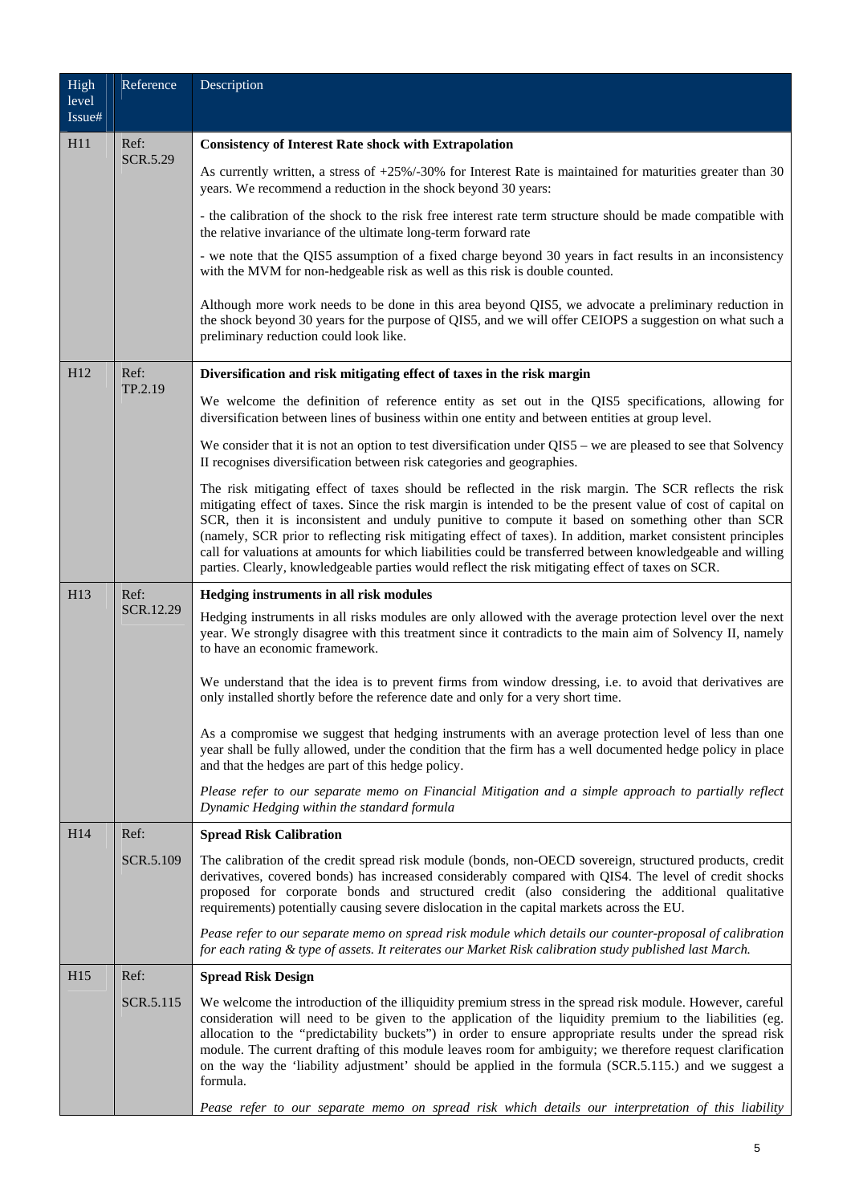| High level Issue# | Reference | Description |
|---|---|---|
| H11 | Ref: SCR.5.29 | **Consistency of Interest Rate shock with Extrapolation**<br><br>As currently written, a stress of +25%/-30% for Interest Rate is maintained for maturities greater than 30 years. We recommend a reduction in the shock beyond 30 years:<br><br>- the calibration of the shock to the risk free interest rate term structure should be made compatible with the relative invariance of the ultimate long-term forward rate<br><br>- we note that the QIS5 assumption of a fixed charge beyond 30 years in fact results in an inconsistency with the MVM for non-hedgeable risk as well as this risk is double counted.<br><br>Although more work needs to be done in this area beyond QIS5, we advocate a preliminary reduction in the shock beyond 30 years for the purpose of QIS5, and we will offer CEIOPS a suggestion on what such a preliminary reduction could look like. |
| H12 | Ref: TP.2.19 | **Diversification and risk mitigating effect of taxes in the risk margin**<br><br>We welcome the definition of reference entity as set out in the QIS5 specifications, allowing for diversification between lines of business within one entity and between entities at group level.<br><br>We consider that it is not an option to test diversification under QIS5 – we are pleased to see that Solvency II recognises diversification between risk categories and geographies.<br><br>The risk mitigating effect of taxes should be reflected in the risk margin. The SCR reflects the risk mitigating effect of taxes. Since the risk margin is intended to be the present value of cost of capital on SCR, then it is inconsistent and unduly punitive to compute it based on something other than SCR (namely, SCR prior to reflecting risk mitigating effect of taxes). In addition, market consistent principles call for valuations at amounts for which liabilities could be transferred between knowledgeable and willing parties. Clearly, knowledgeable parties would reflect the risk mitigating effect of taxes on SCR. |
| H13 | Ref: SCR.12.29 | **Hedging instruments in all risk modules**<br><br>Hedging instruments in all risks modules are only allowed with the average protection level over the next year. We strongly disagree with this treatment since it contradicts to the main aim of Solvency II, namely to have an economic framework.<br><br>We understand that the idea is to prevent firms from window dressing, i.e. to avoid that derivatives are only installed shortly before the reference date and only for a very short time.<br><br>As a compromise we suggest that hedging instruments with an average protection level of less than one year shall be fully allowed, under the condition that the firm has a well documented hedge policy in place and that the hedges are part of this hedge policy.<br><br>*Please refer to our separate memo on Financial Mitigation and a simple approach to partially reflect Dynamic Hedging within the standard formula* |
| H14 | Ref: SCR.5.109 | **Spread Risk Calibration**<br><br>The calibration of the credit spread risk module (bonds, non-OECD sovereign, structured products, credit derivatives, covered bonds) has increased considerably compared with QIS4. The level of credit shocks proposed for corporate bonds and structured credit (also considering the additional qualitative requirements) potentially causing severe dislocation in the capital markets across the EU.<br><br>*Pease refer to our separate memo on spread risk module which details our counter-proposal of calibration for each rating & type of assets. It reiterates our Market Risk calibration study published last March.* |
| H15 | Ref: SCR.5.115 | **Spread Risk Design**<br><br>We welcome the introduction of the illiquidity premium stress in the spread risk module. However, careful consideration will need to be given to the application of the liquidity premium to the liabilities (eg. allocation to the "predictability buckets") in order to ensure appropriate results under the spread risk module. The current drafting of this module leaves room for ambiguity; we therefore request clarification on the way the 'liability adjustment' should be applied in the formula (SCR.5.115.) and we suggest a formula.<br><br>*Pease refer to our separate memo on spread risk which details our interpretation of this liability* |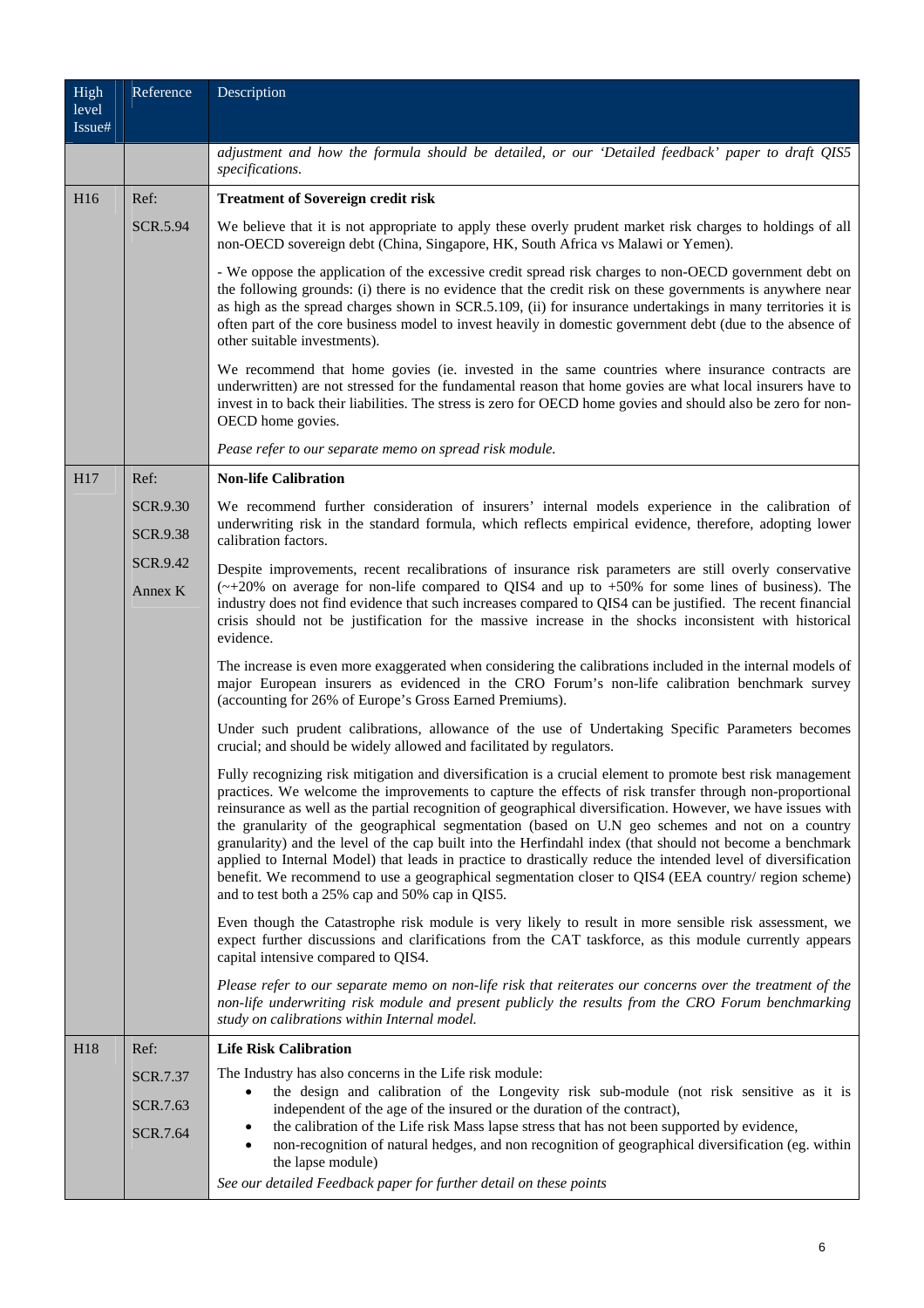| High level Issue# | Reference | Description |
|---|---|---|
| | | *adjustment and how the formula should be detailed, or our 'Detailed feedback' paper to draft QIS5 specifications.* |
| H16 | Ref:<br>SCR.5.94 | **Treatment of Sovereign credit risk**<br><br>We believe that it is not appropriate to apply these overly prudent market risk charges to holdings of all non-OECD sovereign debt (China, Singapore, HK, South Africa vs Malawi or Yemen).<br><br>- We oppose the application of the excessive credit spread risk charges to non-OECD government debt on the following grounds: (i) there is no evidence that the credit risk on these governments is anywhere near as high as the spread charges shown in SCR.5.109, (ii) for insurance undertakings in many territories it is often part of the core business model to invest heavily in domestic government debt (due to the absence of other suitable investments).<br><br>We recommend that home govies (ie. invested in the same countries where insurance contracts are underwritten) are not stressed for the fundamental reason that home govies are what local insurers have to invest in to back their liabilities. The stress is zero for OECD home govies and should also be zero for non-OECD home govies.<br><br>*Pease refer to our separate memo on spread risk module.* |
| H17 | Ref:<br>SCR.9.30<br>SCR.9.38<br>SCR.9.42<br>Annex K | **Non-life Calibration**<br><br>We recommend further consideration of insurers' internal models experience in the calibration of underwriting risk in the standard formula, which reflects empirical evidence, therefore, adopting lower calibration factors.<br><br>Despite improvements, recent recalibrations of insurance risk parameters are still overly conservative (~+20% on average for non-life compared to QIS4 and up to +50% for some lines of business). The industry does not find evidence that such increases compared to QIS4 can be justified. The recent financial crisis should not be justification for the massive increase in the shocks inconsistent with historical evidence.<br><br>The increase is even more exaggerated when considering the calibrations included in the internal models of major European insurers as evidenced in the CRO Forum's non-life calibration benchmark survey (accounting for 26% of Europe's Gross Earned Premiums).<br><br>Under such prudent calibrations, allowance of the use of Undertaking Specific Parameters becomes crucial; and should be widely allowed and facilitated by regulators.<br><br>Fully recognizing risk mitigation and diversification is a crucial element to promote best risk management practices. We welcome the improvements to capture the effects of risk transfer through non-proportional reinsurance as well as the partial recognition of geographical diversification. However, we have issues with the granularity of the geographical segmentation (based on U.N geo schemes and not on a country granularity) and the level of the cap built into the Herfindahl index (that should not become a benchmark applied to Internal Model) that leads in practice to drastically reduce the intended level of diversification benefit. We recommend to use a geographical segmentation closer to QIS4 (EEA country/ region scheme) and to test both a 25% cap and 50% cap in QIS5.<br><br>Even though the Catastrophe risk module is very likely to result in more sensible risk assessment, we expect further discussions and clarifications from the CAT taskforce, as this module currently appears capital intensive compared to QIS4.<br><br>*Please refer to our separate memo on non-life risk that reiterates our concerns over the treatment of the non-life underwriting risk module and present publicly the results from the CRO Forum benchmarking study on calibrations within Internal model.* |
| H18 | Ref:<br>SCR.7.37<br>SCR.7.63<br>SCR.7.64 | **Life Risk Calibration**<br><br>The Industry has also concerns in the Life risk module:<br>• the design and calibration of the Longevity risk sub-module (not risk sensitive as it is independent of the age of the insured or the duration of the contract),<br>• the calibration of the Life risk Mass lapse stress that has not been supported by evidence,<br>• non-recognition of natural hedges, and non recognition of geographical diversification (eg. within the lapse module)<br><br>*See our detailed Feedback paper for further detail on these points* |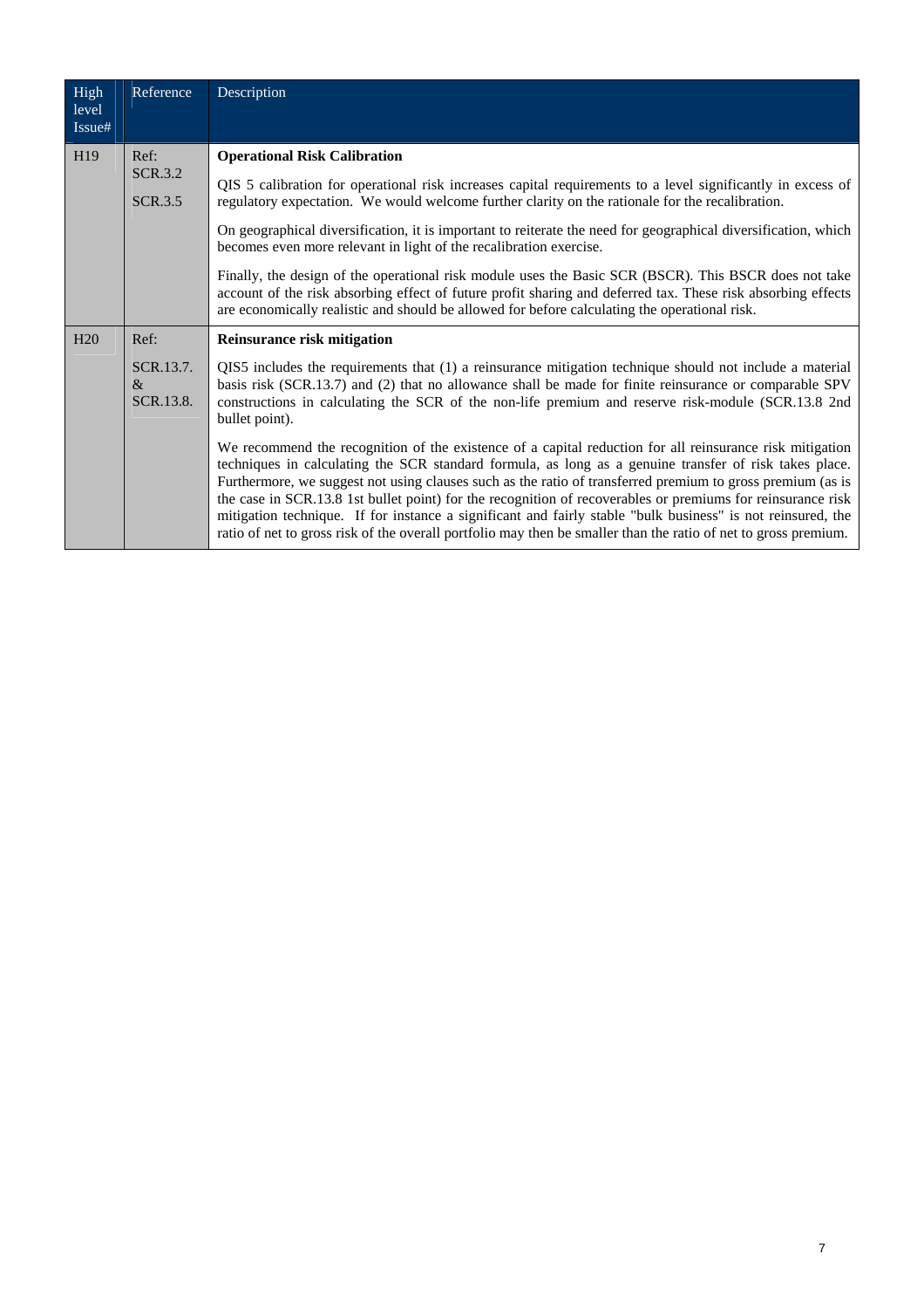| High level Issue# | Reference | Description |
|---|---|---|
| H19 | Ref: SCR.3.2 SCR.3.5 | **Operational Risk Calibration**<br><br>QIS 5 calibration for operational risk increases capital requirements to a level significantly in excess of regulatory expectation. We would welcome further clarity on the rationale for the recalibration.<br><br>On geographical diversification, it is important to reiterate the need for geographical diversification, which becomes even more relevant in light of the recalibration exercise.<br><br>Finally, the design of the operational risk module uses the Basic SCR (BSCR). This BSCR does not take account of the risk absorbing effect of future profit sharing and deferred tax. These risk absorbing effects are economically realistic and should be allowed for before calculating the operational risk. |
| H20 | Ref: SCR.13.7. & SCR.13.8. | **Reinsurance risk mitigation**<br><br>QIS5 includes the requirements that (1) a reinsurance mitigation technique should not include a material basis risk (SCR.13.7) and (2) that no allowance shall be made for finite reinsurance or comparable SPV constructions in calculating the SCR of the non-life premium and reserve risk-module (SCR.13.8 2nd bullet point).<br><br>We recommend the recognition of the existence of a capital reduction for all reinsurance risk mitigation techniques in calculating the SCR standard formula, as long as a genuine transfer of risk takes place. Furthermore, we suggest not using clauses such as the ratio of transferred premium to gross premium (as is the case in SCR.13.8 1st bullet point) for the recognition of recoverables or premiums for reinsurance risk mitigation technique. If for instance a significant and fairly stable "bulk business" is not reinsured, the ratio of net to gross risk of the overall portfolio may then be smaller than the ratio of net to gross premium. |